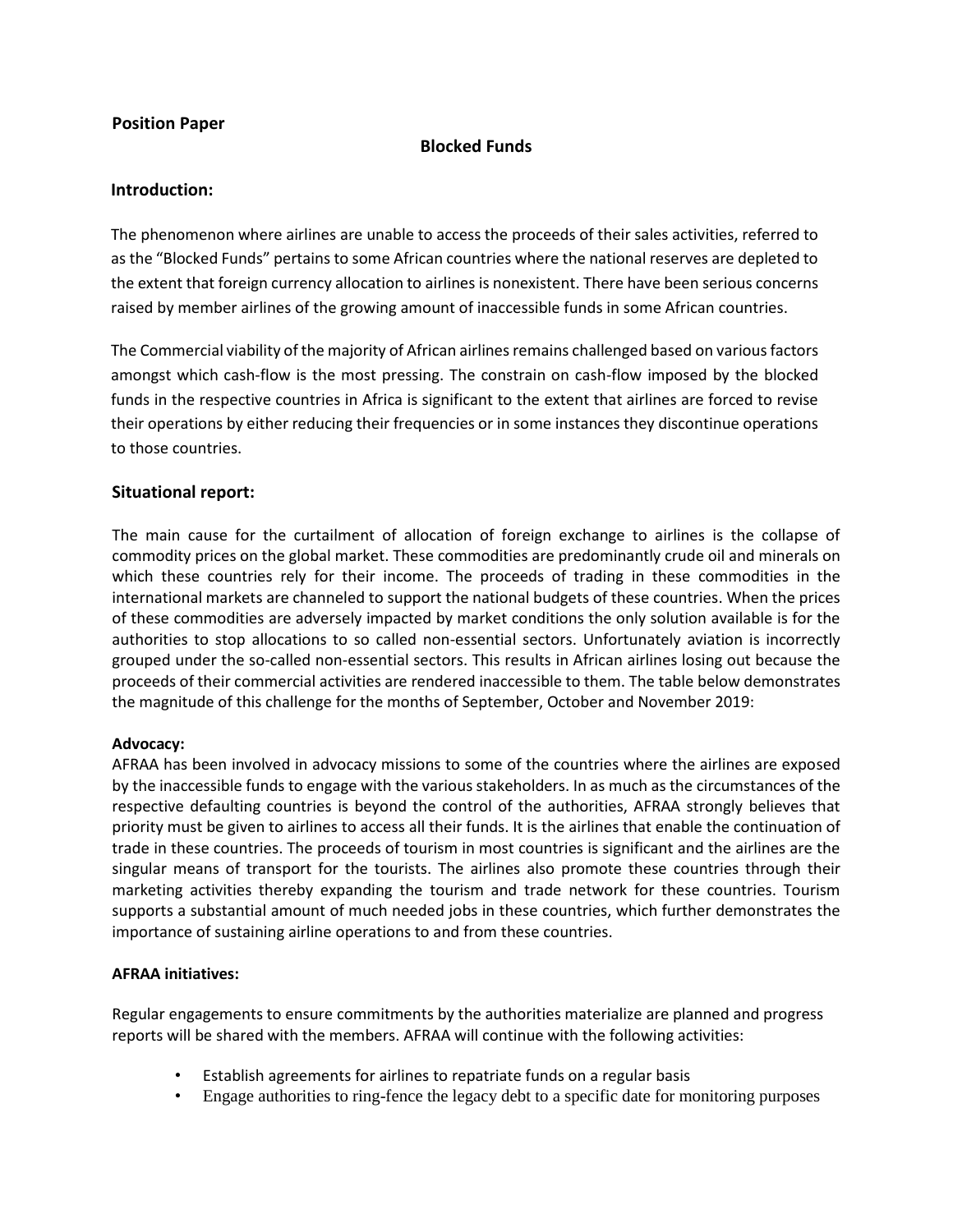**Position Paper**

# Blocked Funds

## Introduction:

The phenomenon where airlines are unable to access the proceeds of their sales activities, referred to as the "Blocked Funds" pertains to some African countries where the national reserves are depleted to the extent that foreign currency allocation to airlines is nonexistent. There have been serious concerns raised by member airlines of the growing amount of inaccessible funds in some African countries.

The Commercial viability of the majority of African airlines remains challenged based on various factors amongst which cash-flow is the most pressing. The constrain on cash-flow imposed by the blocked funds in the respective countries in Africa is significant to the extent that airlines are forced to revise their operations by either reducing their frequencies or in some instances they discontinue operations to those countries.

## Situational report:

The main cause for the curtailment of allocation of foreign exchange to airlines is the collapse of commodity prices on the global market. These commodities are predominantly crude oil and minerals on which these countries rely for their income. The proceeds of trading in these commodities in the international markets are channeled to support the national budgets of these countries. When the prices of these commodities are adversely impacted by market conditions the only solution available is for the authorities to stop allocations to so called non-essential sectors. Unfortunately aviation is incorrectly grouped under the so-called non-essential sectors. This results in African airlines losing out because the proceeds of their commercial activities are rendered inaccessible to them. The table below demonstrates the magnitude of this challenge for the months of September, October and November 2019:

**Advocacy:**

AFRAA has been involved in advocacy missions to some of the countries where the airlines are exposed by the inaccessible funds to engage with the various stakeholders. In as much as the circumstances of the respective defaulting countries is beyond the control of the authorities, AFRAA strongly believes that priority must be given to airlines to access all their funds. It is the airlines that enable the continuation of trade in these countries. The proceeds of tourism in most countries is significant and the airlines are the singular means of transport for the tourists. The airlines also promote these countries through their marketing activities thereby expanding the tourism and trade network for these countries. Tourism supports a substantial amount of much needed jobs in these countries, which further demonstrates the importance of sustaining airline operations to and from these countries.

**AFRAA initiatives:**

Regular engagements to ensure commitments by the authorities materialize are planned and progress reports will be shared with the members. AFRAA will continue with the following activities:

- Establish agreements for airlines to repatriate funds on a regular basis
- Engage authorities to ring-fence the legacy debt to a specific date for monitoring purposes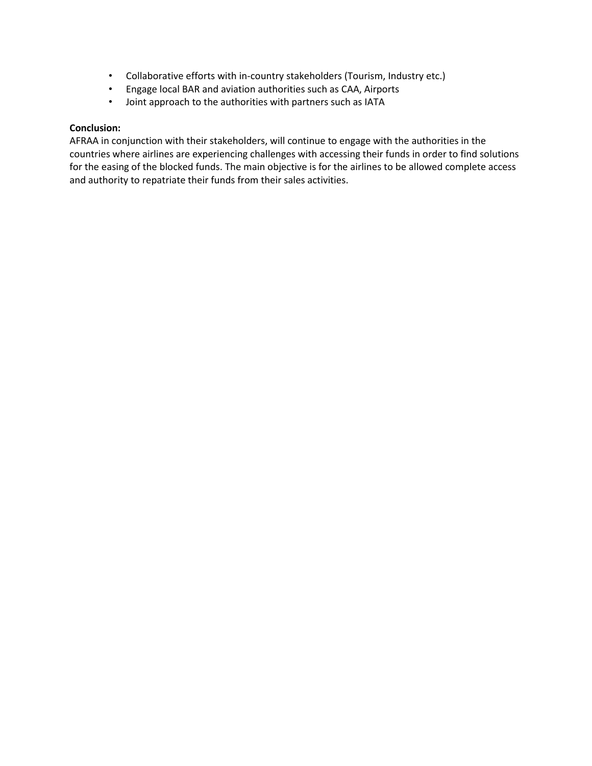- Collaborative efforts with in-country stakeholders (Tourism, Industry etc.)
- Engage local BAR and aviation authorities such as CAA, Airports
- Joint approach to the authorities with partners such as IATA

**Conclusion:**

AFRAA in conjunction with their stakeholders, will continue to engage with the authorities in the countries where airlines are experiencing challenges with accessing their funds in order to find solutions for the easing of the blocked funds. The main objective is for the airlines to be allowed complete access and authority to repatriate their funds from their sales activities.